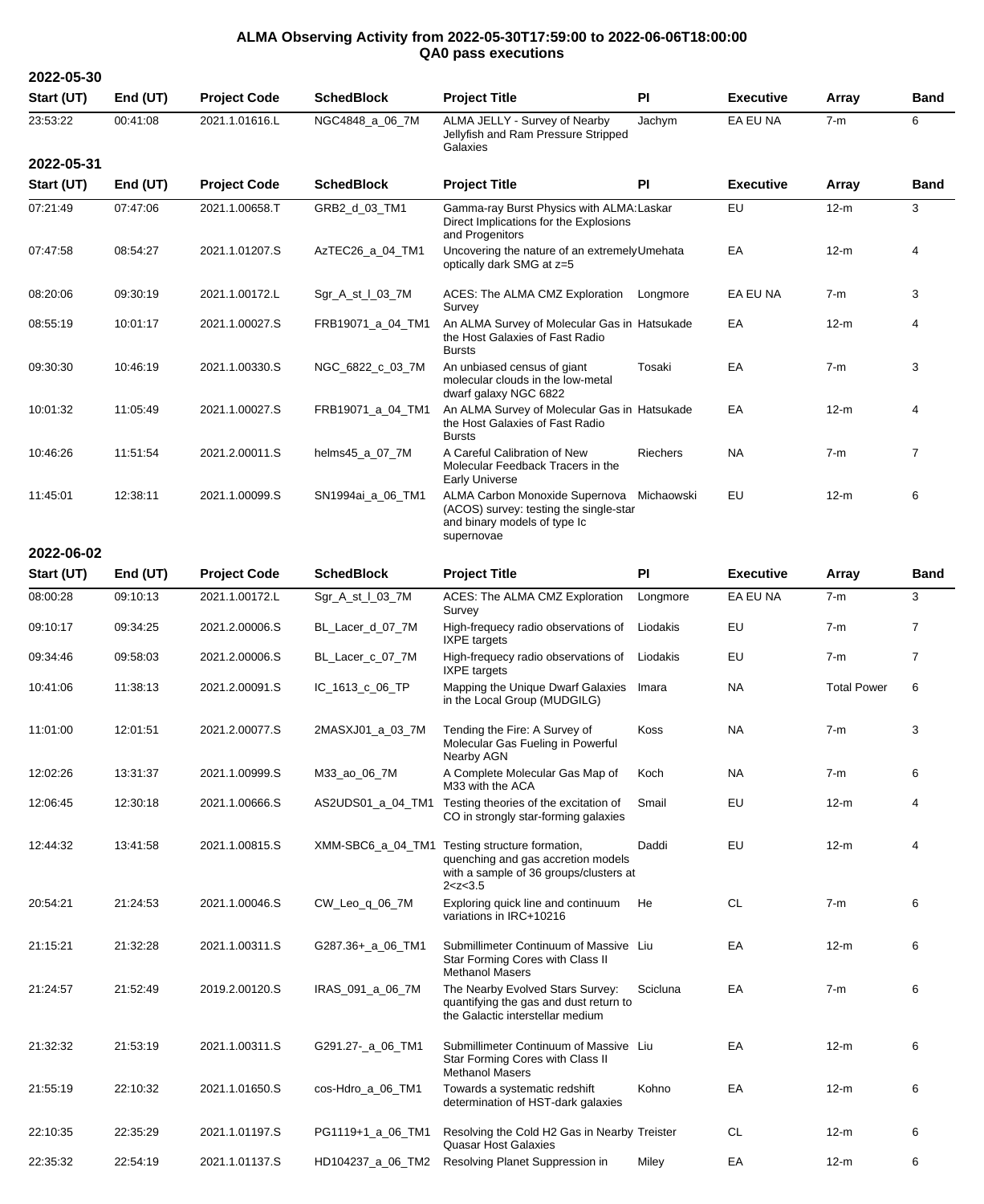# ALMA Observing Activity from 2022-05-30T17:59:00 to 2022-06-06T18:00:00
## QA0 pass executions

### 2022-05-30

| Start (UT) | End (UT) | Project Code | SchedBlock | Project Title | PI | Executive | Array | Band |
|---|---|---|---|---|---|---|---|---|
| 23:53:22 | 00:41:08 | 2021.1.01616.L | NGC4848_a_06_7M | ALMA JELLY - Survey of Nearby Jellyfish and Ram Pressure Stripped Galaxies | Jachym | EA EU NA | 7-m | 6 |

### 2022-05-31

| Start (UT) | End (UT) | Project Code | SchedBlock | Project Title | PI | Executive | Array | Band |
|---|---|---|---|---|---|---|---|---|
| 07:21:49 | 07:47:06 | 2021.1.00658.T | GRB2_d_03_TM1 | Gamma-ray Burst Physics with ALMA: Direct Implications for the Explosions and Progenitors | Laskar | EU | 12-m | 3 |
| 07:47:58 | 08:54:27 | 2021.1.01207.S | AzTEC26_a_04_TM1 | Uncovering the nature of an extremely optically dark SMG at z=5 | Umehata | EA | 12-m | 4 |
| 08:20:06 | 09:30:19 | 2021.1.00172.L | Sgr_A_st_l_03_7M | ACES: The ALMA CMZ Exploration Survey | Longmore | EA EU NA | 7-m | 3 |
| 08:55:19 | 10:01:17 | 2021.1.00027.S | FRB19071_a_04_TM1 | An ALMA Survey of Molecular Gas in the Host Galaxies of Fast Radio Bursts | Hatsukade | EA | 12-m | 4 |
| 09:30:30 | 10:46:19 | 2021.1.00330.S | NGC_6822_c_03_7M | An unbiased census of giant molecular clouds in the low-metal dwarf galaxy NGC 6822 | Tosaki | EA | 7-m | 3 |
| 10:01:32 | 11:05:49 | 2021.1.00027.S | FRB19071_a_04_TM1 | An ALMA Survey of Molecular Gas in the Host Galaxies of Fast Radio Bursts | Hatsukade | EA | 12-m | 4 |
| 10:46:26 | 11:51:54 | 2021.2.00011.S | helms45_a_07_7M | A Careful Calibration of New Molecular Feedback Tracers in the Early Universe | Riechers | NA | 7-m | 7 |
| 11:45:01 | 12:38:11 | 2021.1.00099.S | SN1994ai_a_06_TM1 | ALMA Carbon Monoxide Supernova (ACOS) survey: testing the single-star and binary models of type Ic supernovae | Michaowski | EU | 12-m | 6 |

### 2022-06-02

| Start (UT) | End (UT) | Project Code | SchedBlock | Project Title | PI | Executive | Array | Band |
|---|---|---|---|---|---|---|---|---|
| 08:00:28 | 09:10:13 | 2021.1.00172.L | Sgr_A_st_l_03_7M | ACES: The ALMA CMZ Exploration Survey | Longmore | EA EU NA | 7-m | 3 |
| 09:10:17 | 09:34:25 | 2021.2.00006.S | BL_Lacer_d_07_7M | High-frequecy radio observations of IXPE targets | Liodakis | EU | 7-m | 7 |
| 09:34:46 | 09:58:03 | 2021.2.00006.S | BL_Lacer_c_07_7M | High-frequecy radio observations of IXPE targets | Liodakis | EU | 7-m | 7 |
| 10:41:06 | 11:38:13 | 2021.2.00091.S | IC_1613_c_06_TP | Mapping the Unique Dwarf Galaxies in the Local Group (MUDGILG) | Imara | NA | Total Power | 6 |
| 11:01:00 | 12:01:51 | 2021.2.00077.S | 2MASXJ01_a_03_7M | Tending the Fire: A Survey of Molecular Gas Fueling in Powerful Nearby AGN | Koss | NA | 7-m | 3 |
| 12:02:26 | 13:31:37 | 2021.1.00999.S | M33_ao_06_7M | A Complete Molecular Gas Map of M33 with the ACA | Koch | NA | 7-m | 6 |
| 12:06:45 | 12:30:18 | 2021.1.00666.S | AS2UDS01_a_04_TM1 | Testing theories of the excitation of CO in strongly star-forming galaxies | Smail | EU | 12-m | 4 |
| 12:44:32 | 13:41:58 | 2021.1.00815.S | XMM-SBC6_a_04_TM1 | Testing structure formation, quenching and gas accretion models with a sample of 36 groups/clusters at 2<z<3.5 | Daddi | EU | 12-m | 4 |
| 20:54:21 | 21:24:53 | 2021.1.00046.S | CW_Leo_q_06_7M | Exploring quick line and continuum variations in IRC+10216 | He | CL | 7-m | 6 |
| 21:15:21 | 21:32:28 | 2021.1.00311.S | G287.36+_a_06_TM1 | Submillimeter Continuum of Massive Star Forming Cores with Class II Methanol Masers | Liu | EA | 12-m | 6 |
| 21:24:57 | 21:52:49 | 2019.2.00120.S | IRAS_091_a_06_7M | The Nearby Evolved Stars Survey: quantifying the gas and dust return to the Galactic interstellar medium | Scicluna | EA | 7-m | 6 |
| 21:32:32 | 21:53:19 | 2021.1.00311.S | G291.27-_a_06_TM1 | Submillimeter Continuum of Massive Star Forming Cores with Class II Methanol Masers | Liu | EA | 12-m | 6 |
| 21:55:19 | 22:10:32 | 2021.1.01650.S | cos-Hdro_a_06_TM1 | Towards a systematic redshift determination of HST-dark galaxies | Kohno | EA | 12-m | 6 |
| 22:10:35 | 22:35:29 | 2021.1.01197.S | PG1119+1_a_06_TM1 | Resolving the Cold H2 Gas in Nearby Quasar Host Galaxies | Treister | CL | 12-m | 6 |
| 22:35:32 | 22:54:19 | 2021.1.01137.S | HD104237_a_06_TM2 | Resolving Planet Suppression in | Miley | EA | 12-m | 6 |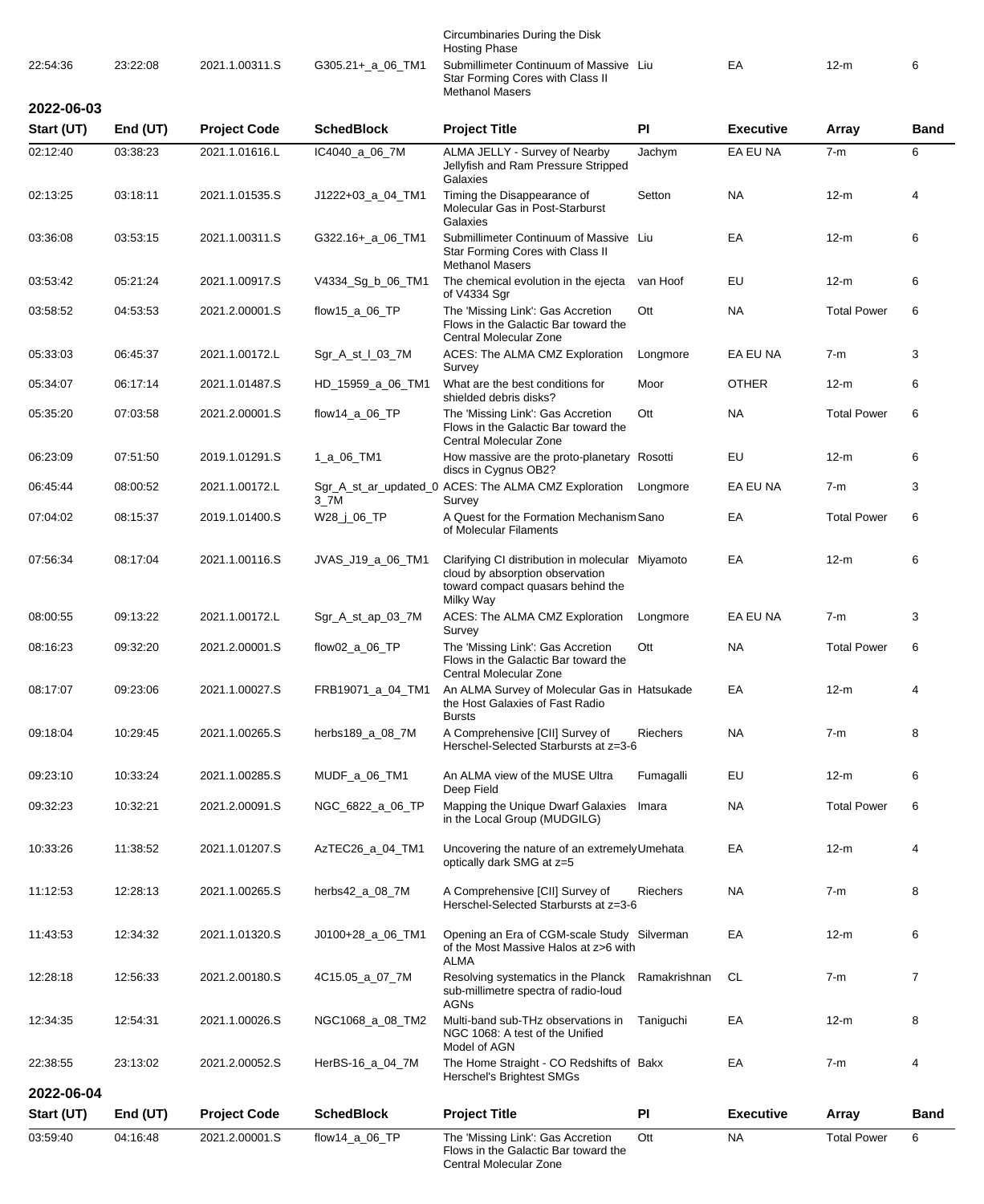| Start (UT) | End (UT) | Project Code | SchedBlock | Project Title | PI | Executive | Array | Band |
|---|---|---|---|---|---|---|---|---|
| | | | | Circumbinaries During the Disk Hosting Phase | | | | |
| 22:54:36 | 23:22:08 | 2021.1.00311.S | G305.21+_a_06_TM1 | Submillimeter Continuum of Massive Star Forming Cores with Class II Methanol Masers | Liu | EA | 12-m | 6 |

## 2022-06-03

| Start (UT) | End (UT) | Project Code | SchedBlock | Project Title | PI | Executive | Array | Band |
|---|---|---|---|---|---|---|---|---|
| 02:12:40 | 03:38:23 | 2021.1.01616.L | IC4040_a_06_7M | ALMA JELLY - Survey of Nearby Jellyfish and Ram Pressure Stripped Galaxies | Jachym | EA EU NA | 7-m | 6 |
| 02:13:25 | 03:18:11 | 2021.1.01535.S | J1222+03_a_04_TM1 | Timing the Disappearance of Molecular Gas in Post-Starburst Galaxies | Setton | NA | 12-m | 4 |
| 03:36:08 | 03:53:15 | 2021.1.00311.S | G322.16+_a_06_TM1 | Submillimeter Continuum of Massive Star Forming Cores with Class II Methanol Masers | Liu | EA | 12-m | 6 |
| 03:53:42 | 05:21:24 | 2021.1.00917.S | V4334_Sg_b_06_TM1 | The chemical evolution in the ejecta of V4334 Sgr | van Hoof | EU | 12-m | 6 |
| 03:58:52 | 04:53:53 | 2021.2.00001.S | flow15_a_06_TP | The 'Missing Link': Gas Accretion Flows in the Galactic Bar toward the Central Molecular Zone | Ott | NA | Total Power | 6 |
| 05:33:03 | 06:45:37 | 2021.1.00172.L | Sgr_A_st_l_03_7M | ACES: The ALMA CMZ Exploration Survey | Longmore | EA EU NA | 7-m | 3 |
| 05:34:07 | 06:17:14 | 2021.1.01487.S | HD_15959_a_06_TM1 | What are the best conditions for shielded debris disks? | Moor | OTHER | 12-m | 6 |
| 05:35:20 | 07:03:58 | 2021.2.00001.S | flow14_a_06_TP | The 'Missing Link': Gas Accretion Flows in the Galactic Bar toward the Central Molecular Zone | Ott | NA | Total Power | 6 |
| 06:23:09 | 07:51:50 | 2019.1.01291.S | 1_a_06_TM1 | How massive are the proto-planetary discs in Cygnus OB2? | Rosotti | EU | 12-m | 6 |
| 06:45:44 | 08:00:52 | 2021.1.00172.L | Sgr_A_st_ar_updated_03_7M | ACES: The ALMA CMZ Exploration Survey | Longmore | EA EU NA | 7-m | 3 |
| 07:04:02 | 08:15:37 | 2019.1.01400.S | W28_j_06_TP | A Quest for the Formation Mechanism of Molecular Filaments | Sano | EA | Total Power | 6 |
| 07:56:34 | 08:17:04 | 2021.1.00116.S | JVAS_J19_a_06_TM1 | Clarifying CI distribution in molecular cloud by absorption observation toward compact quasars behind the Milky Way | Miyamoto | EA | 12-m | 6 |
| 08:00:55 | 09:13:22 | 2021.1.00172.L | Sgr_A_st_ap_03_7M | ACES: The ALMA CMZ Exploration Survey | Longmore | EA EU NA | 7-m | 3 |
| 08:16:23 | 09:32:20 | 2021.2.00001.S | flow02_a_06_TP | The 'Missing Link': Gas Accretion Flows in the Galactic Bar toward the Central Molecular Zone | Ott | NA | Total Power | 6 |
| 08:17:07 | 09:23:06 | 2021.1.00027.S | FRB19071_a_04_TM1 | An ALMA Survey of Molecular Gas in the Host Galaxies of Fast Radio Bursts | Hatsukade | EA | 12-m | 4 |
| 09:18:04 | 10:29:45 | 2021.1.00265.S | herbs189_a_08_7M | A Comprehensive [CII] Survey of Herschel-Selected Starbursts at z=3-6 | Riechers | NA | 7-m | 8 |
| 09:23:10 | 10:33:24 | 2021.1.00285.S | MUDF_a_06_TM1 | An ALMA view of the MUSE Ultra Deep Field | Fumagalli | EU | 12-m | 6 |
| 09:32:23 | 10:32:21 | 2021.2.00091.S | NGC_6822_a_06_TP | Mapping the Unique Dwarf Galaxies in the Local Group (MUDGILG) | Imara | NA | Total Power | 6 |
| 10:33:26 | 11:38:52 | 2021.1.01207.S | AzTEC26_a_04_TM1 | Uncovering the nature of an extremely optically dark SMG at z=5 | Umehata | EA | 12-m | 4 |
| 11:12:53 | 12:28:13 | 2021.1.00265.S | herbs42_a_08_7M | A Comprehensive [CII] Survey of Herschel-Selected Starbursts at z=3-6 | Riechers | NA | 7-m | 8 |
| 11:43:53 | 12:34:32 | 2021.1.01320.S | J0100+28_a_06_TM1 | Opening an Era of CGM-scale Study of the Most Massive Halos at z>6 with ALMA | Silverman | EA | 12-m | 6 |
| 12:28:18 | 12:56:33 | 2021.2.00180.S | 4C15.05_a_07_7M | Resolving systematics in the Planck sub-millimetre spectra of radio-loud AGNs | Ramakrishnan | CL | 7-m | 7 |
| 12:34:35 | 12:54:31 | 2021.1.00026.S | NGC1068_a_08_TM2 | Multi-band sub-THz observations in NGC 1068: A test of the Unified Model of AGN | Taniguchi | EA | 12-m | 8 |
| 22:38:55 | 23:13:02 | 2021.2.00052.S | HerBS-16_a_04_7M | The Home Straight - CO Redshifts of Herschel's Brightest SMGs | Bakx | EA | 7-m | 4 |

## 2022-06-04

| Start (UT) | End (UT) | Project Code | SchedBlock | Project Title | PI | Executive | Array | Band |
|---|---|---|---|---|---|---|---|---|
| 03:59:40 | 04:16:48 | 2021.2.00001.S | flow14_a_06_TP | The 'Missing Link': Gas Accretion Flows in the Galactic Bar toward the Central Molecular Zone | Ott | NA | Total Power | 6 |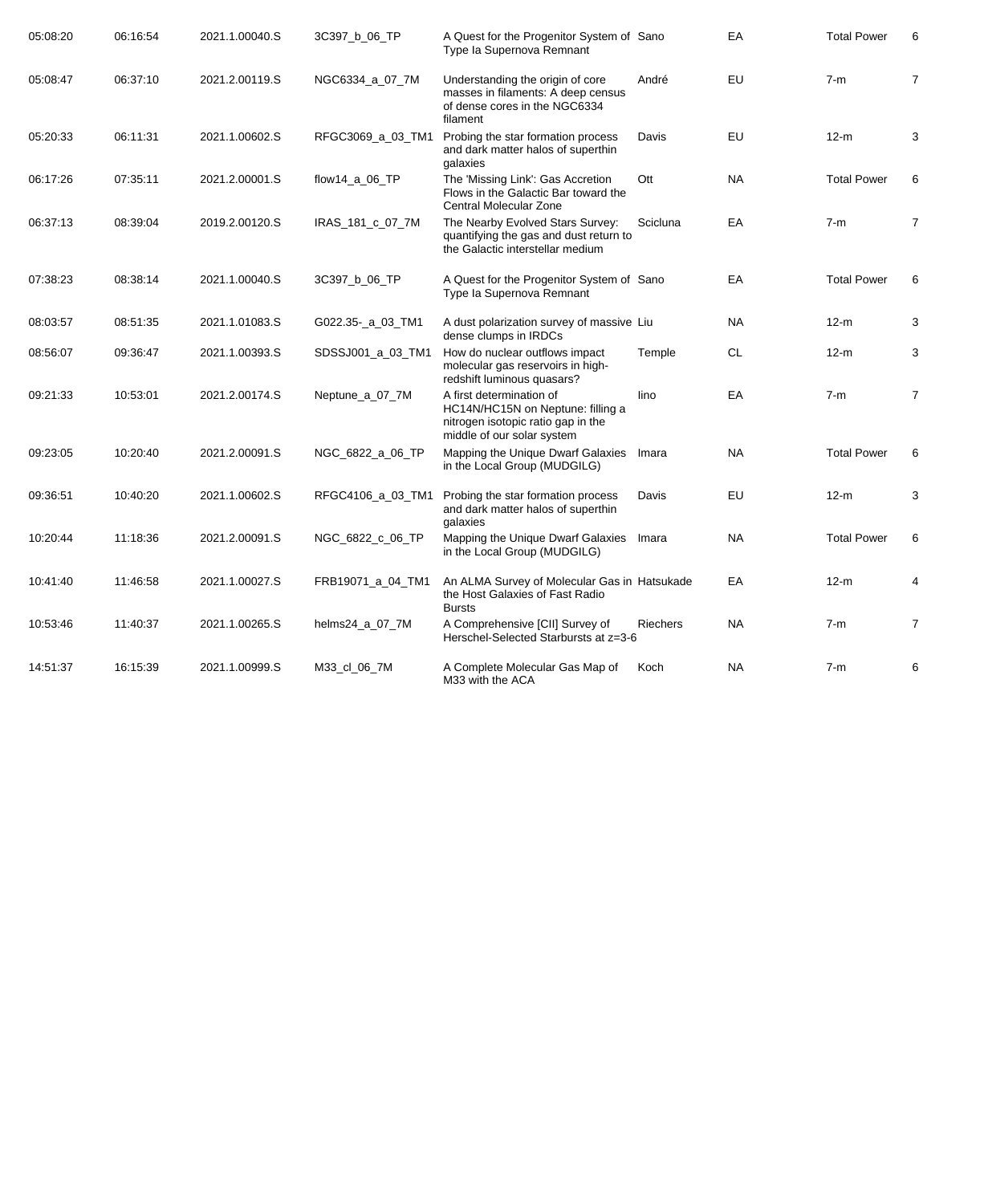| | | | | | | | | |
|---|---|---|---|---|---|---|---|---|
| 05:08:20 | 06:16:54 | 2021.1.00040.S | 3C397_b_06_TP | A Quest for the Progenitor System of Type Ia Supernova Remnant | Sano | EA | Total Power | 6 |
| 05:08:47 | 06:37:10 | 2021.2.00119.S | NGC6334_a_07_7M | Understanding the origin of core masses in filaments: A deep census of dense cores in the NGC6334 filament | André | EU | 7-m | 7 |
| 05:20:33 | 06:11:31 | 2021.1.00602.S | RFGC3069_a_03_TM1 | Probing the star formation process and dark matter halos of superthin galaxies | Davis | EU | 12-m | 3 |
| 06:17:26 | 07:35:11 | 2021.2.00001.S | flow14_a_06_TP | The 'Missing Link': Gas Accretion Flows in the Galactic Bar toward the Central Molecular Zone | Ott | NA | Total Power | 6 |
| 06:37:13 | 08:39:04 | 2019.2.00120.S | IRAS_181_c_07_7M | The Nearby Evolved Stars Survey: quantifying the gas and dust return to the Galactic interstellar medium | Scicluna | EA | 7-m | 7 |
| 07:38:23 | 08:38:14 | 2021.1.00040.S | 3C397_b_06_TP | A Quest for the Progenitor System of Type Ia Supernova Remnant | Sano | EA | Total Power | 6 |
| 08:03:57 | 08:51:35 | 2021.1.01083.S | G022.35-_a_03_TM1 | A dust polarization survey of massive dense clumps in IRDCs | Liu | NA | 12-m | 3 |
| 08:56:07 | 09:36:47 | 2021.1.00393.S | SDSSJ001_a_03_TM1 | How do nuclear outflows impact molecular gas reservoirs in high-redshift luminous quasars? | Temple | CL | 12-m | 3 |
| 09:21:33 | 10:53:01 | 2021.2.00174.S | Neptune_a_07_7M | A first determination of HC14N/HC15N on Neptune: filling a nitrogen isotopic ratio gap in the middle of our solar system | Iino | EA | 7-m | 7 |
| 09:23:05 | 10:20:40 | 2021.2.00091.S | NGC_6822_a_06_TP | Mapping the Unique Dwarf Galaxies in the Local Group (MUDGILG) | Imara | NA | Total Power | 6 |
| 09:36:51 | 10:40:20 | 2021.1.00602.S | RFGC4106_a_03_TM1 | Probing the star formation process and dark matter halos of superthin galaxies | Davis | EU | 12-m | 3 |
| 10:20:44 | 11:18:36 | 2021.2.00091.S | NGC_6822_c_06_TP | Mapping the Unique Dwarf Galaxies in the Local Group (MUDGILG) | Imara | NA | Total Power | 6 |
| 10:41:40 | 11:46:58 | 2021.1.00027.S | FRB19071_a_04_TM1 | An ALMA Survey of Molecular Gas in the Host Galaxies of Fast Radio Bursts | Hatsukade | EA | 12-m | 4 |
| 10:53:46 | 11:40:37 | 2021.1.00265.S | helms24_a_07_7M | A Comprehensive [CII] Survey of Herschel-Selected Starbursts at z=3-6 | Riechers | NA | 7-m | 7 |
| 14:51:37 | 16:15:39 | 2021.1.00999.S | M33_cl_06_7M | A Complete Molecular Gas Map of M33 with the ACA | Koch | NA | 7-m | 6 |